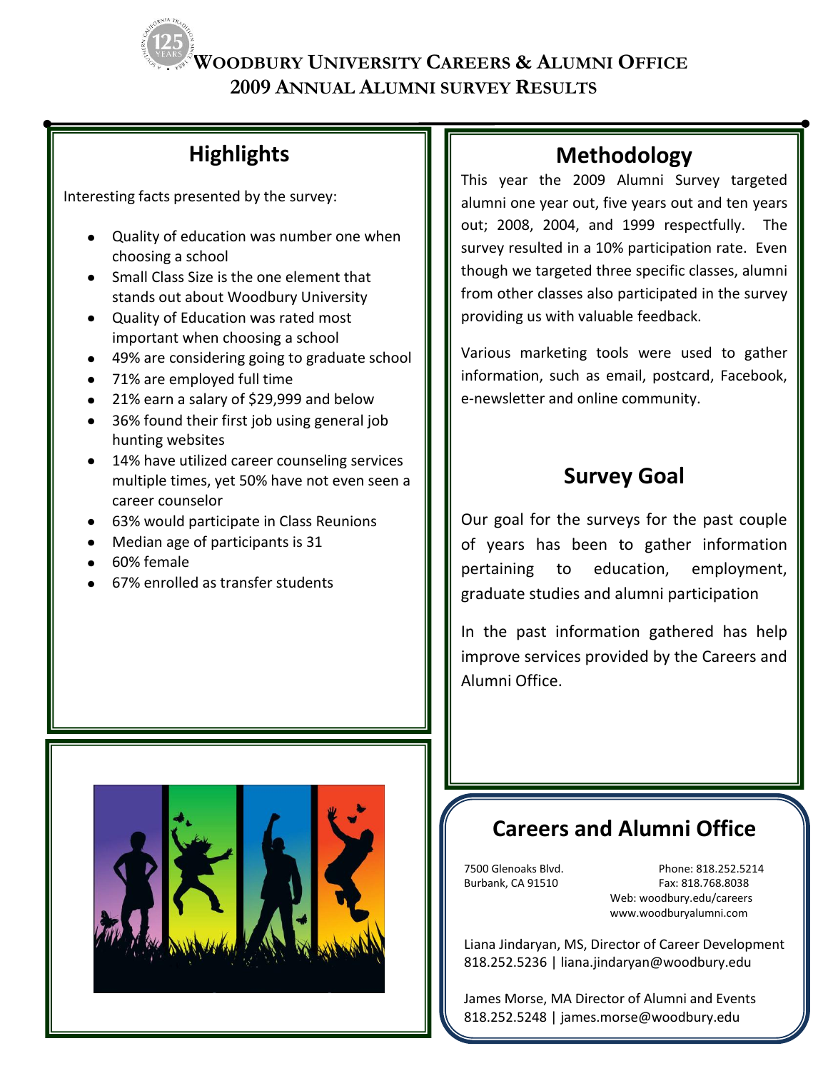# Woodbury University Careers & Alumni Office
## 2009 Annual Alumni Survey Results

## Highlights

Interesting facts presented by the survey:

- Quality of education was number one when choosing a school
- Small Class Size is the one element that stands out about Woodbury University
- Quality of Education was rated most important when choosing a school
- 49% are considering going to graduate school
- 71% are employed full time
- 21% earn a salary of $29,999 and below
- 36% found their first job using general job hunting websites
- 14% have utilized career counseling services multiple times, yet 50% have not even seen a career counselor
- 63% would participate in Class Reunions
- Median age of participants is 31
- 60% female
- 67% enrolled as transfer students

## Methodology

This year the 2009 Alumni Survey targeted alumni one year out, five years out and ten years out; 2008, 2004, and 1999 respectfully. The survey resulted in a 10% participation rate. Even though we targeted three specific classes, alumni from other classes also participated in the survey providing us with valuable feedback.

Various marketing tools were used to gather information, such as email, postcard, Facebook, e-newsletter and online community.

## Survey Goal

Our goal for the surveys for the past couple of years has been to gather information pertaining to education, employment, graduate studies and alumni participation

In the past information gathered has help improve services provided by the Careers and Alumni Office.

## Careers and Alumni Office

7500 Glenoaks Blvd.
Burbank, CA 91510

Phone: 818.252.5214
Fax: 818.768.8038
Web: woodbury.edu/careers
www.woodburyalumni.com

Liana Jindaryan, MS, Director of Career Development
818.252.5236 | liana.jindaryan@woodbury.edu

James Morse, MA Director of Alumni and Events
818.252.5248 | james.morse@woodbury.edu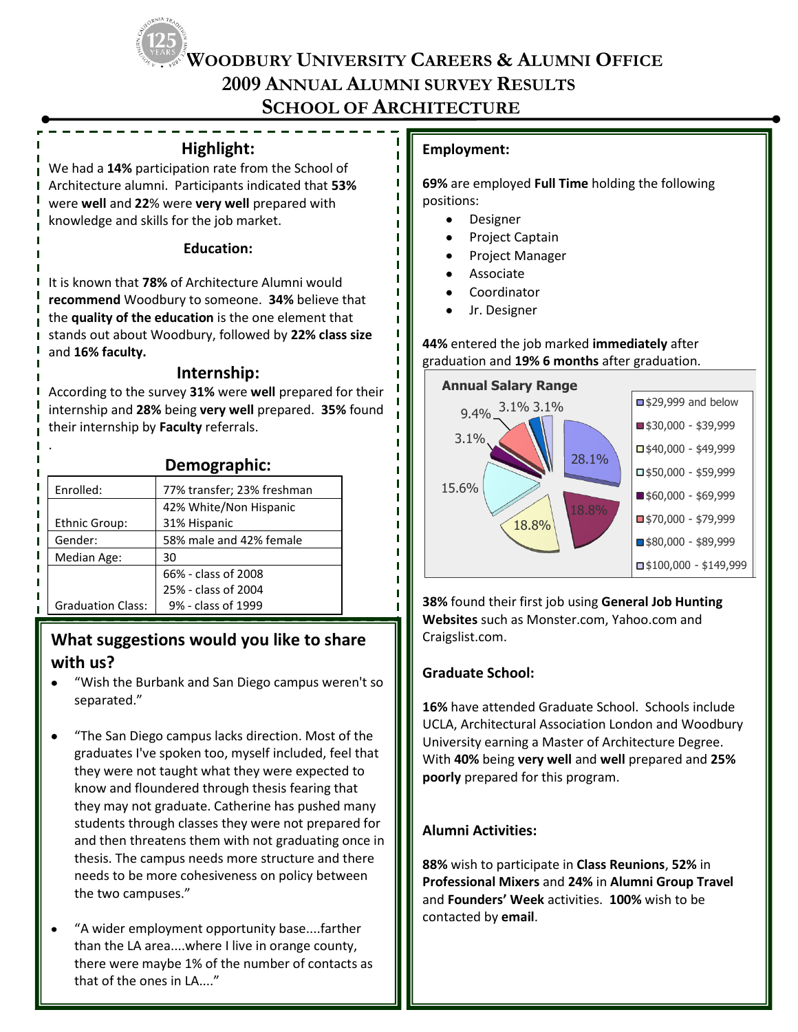# Woodbury University Careers & Alumni Office
## 2009 Annual Alumni Survey Results
## School of Architecture

### Highlight:

We had a **14%** participation rate from the School of Architecture alumni. Participants indicated that **53%** were **well** and **22**% were **very well** prepared with knowledge and skills for the job market.

### Education:

It is known that **78%** of Architecture Alumni would **recommend** Woodbury to someone. **34%** believe that the **quality of the education** is the one element that stands out about Woodbury, followed by **22% class size** and **16% faculty.**

### Internship:

According to the survey **31%** were **well** prepared for their internship and **28%** being **very well** prepared. **35%** found their internship by **Faculty** referrals.

### Demographic:

| | |
|---|---|
| Enrolled: | 77% transfer; 23% freshman |
| Ethnic Group: | 42% White/Non Hispanic<br>31% Hispanic |
| Gender: | 58% male and 42% female |
| Median Age: | 30 |
| Graduation Class: | 66% - class of 2008<br>25% - class of 2004<br>9% - class of 1999 |

### What suggestions would you like to share with us?

- "Wish the Burbank and San Diego campus weren't so separated."
- "The San Diego campus lacks direction. Most of the graduates I've spoken too, myself included, feel that they were not taught what they were expected to know and floundered through thesis fearing that they may not graduate. Catherine has pushed many students through classes they were not prepared for and then threatens them with not graduating once in thesis. The campus needs more structure and there needs to be more cohesiveness on policy between the two campuses."
- "A wider employment opportunity base....farther than the LA area....where I live in orange county, there were maybe 1% of the number of contacts as that of the ones in LA...."

### Employment:

**69%** are employed **Full Time** holding the following positions:

- Designer
- Project Captain
- Project Manager
- Associate
- Coordinator
- Jr. Designer

**44%** entered the job marked **immediately** after graduation and **19% 6 months** after graduation.

**Annual Salary Range**

| Salary Range | Percent |
|---|---|
| $29,999 and below | 28.1% |
| $30,000 - $39,999 | 18.8% |
| $40,000 - $49,999 | 18.8% |
| $50,000 - $59,999 | 15.6% |
| $60,000 - $69,999 | 3.1% |
| $70,000 - $79,999 | 9.4% |
| $80,000 - $89,999 | 3.1% |
| $100,000 - $149,999 | 3.1% |

**38%** found their first job using **General Job Hunting Websites** such as Monster.com, Yahoo.com and Craigslist.com.

### Graduate School:

**16%** have attended Graduate School. Schools include UCLA, Architectural Association London and Woodbury University earning a Master of Architecture Degree. With **40%** being **very well** and **well** prepared and **25% poorly** prepared for this program.

### Alumni Activities:

**88%** wish to participate in **Class Reunions**, **52%** in **Professional Mixers** and **24%** in **Alumni Group Travel** and **Founders' Week** activities. **100%** wish to be contacted by **email**.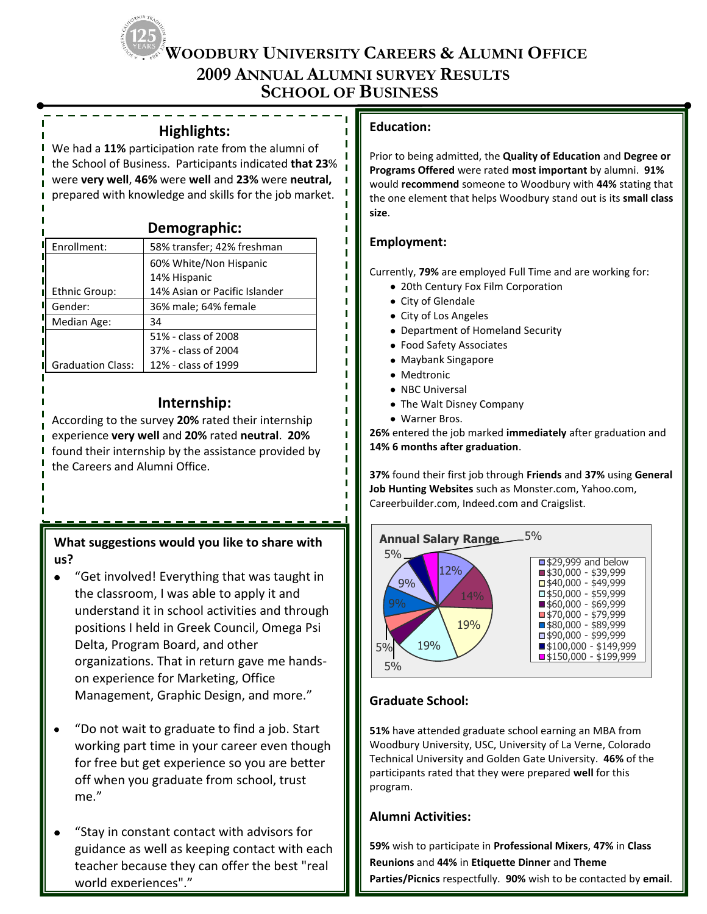# Woodbury University Careers & Alumni Office
## 2009 Annual Alumni Survey Results
## School of Business

### Highlights:

We had a **11%** participation rate from the alumni of the School of Business. Participants indicated **that 23**% were **very well**, **46%** were **well** and **23%** were **neutral,** prepared with knowledge and skills for the job market.

### Demographic:

| | |
|---|---|
| Enrollment: | 58% transfer; 42% freshman |
| Ethnic Group: | 60% White/Non Hispanic<br>14% Hispanic<br>14% Asian or Pacific Islander |
| Gender: | 36% male; 64% female |
| Median Age: | 34 |
| Graduation Class: | 51% - class of 2008<br>37% - class of 2004<br>12% - class of 1999 |

### Internship:

According to the survey **20%** rated their internship experience **very well** and **20%** rated **neutral**. **20%** found their internship by the assistance provided by the Careers and Alumni Office.

### What suggestions would you like to share with us?

- "Get involved! Everything that was taught in the classroom, I was able to apply it and understand it in school activities and through positions I held in Greek Council, Omega Psi Delta, Program Board, and other organizations. That in return gave me hands-on experience for Marketing, Office Management, Graphic Design, and more."
- "Do not wait to graduate to find a job. Start working part time in your career even though for free but get experience so you are better off when you graduate from school, trust me."
- "Stay in constant contact with advisors for guidance as well as keeping contact with each teacher because they can offer the best "real world experiences"."

### Education:

Prior to being admitted, the **Quality of Education** and **Degree or Programs Offered** were rated **most important** by alumni. **91%** would **recommend** someone to Woodbury with **44%** stating that the one element that helps Woodbury stand out is its **small class size**.

### Employment:

Currently, **79%** are employed Full Time and are working for:

- 20th Century Fox Film Corporation
- City of Glendale
- City of Los Angeles
- Department of Homeland Security
- Food Safety Associates
- Maybank Singapore
- Medtronic
- NBC Universal
- The Walt Disney Company
- Warner Bros.

**26%** entered the job marked **immediately** after graduation and **14% 6 months after graduation**.

**37%** found their first job through **Friends** and **37%** using **General Job Hunting Websites** such as Monster.com, Yahoo.com, Careerbuilder.com, Indeed.com and Craigslist.

**Annual Salary Range**

| Salary Range | Percent |
|---|---|
| $29,999 and below | 12% |
| $30,000 - $39,999 | 14% |
| $40,000 - $49,999 | 19% |
| $50,000 - $59,999 | 19% |
| $60,000 - $69,999 | 5% |
| $70,000 - $79,999 | 5% |
| $80,000 - $89,999 | 9% |
| $90,000 - $99,999 | 9% |
| $100,000 - $149,999 | 5% |
| $150,000 - $199,999 | 5% |

### Graduate School:

**51%** have attended graduate school earning an MBA from Woodbury University, USC, University of La Verne, Colorado Technical University and Golden Gate University. **46%** of the participants rated that they were prepared **well** for this program.

### Alumni Activities:

**59%** wish to participate in **Professional Mixers**, **47%** in **Class Reunions** and **44%** in **Etiquette Dinner** and **Theme Parties/Picnics** respectfully. **90%** wish to be contacted by **email**.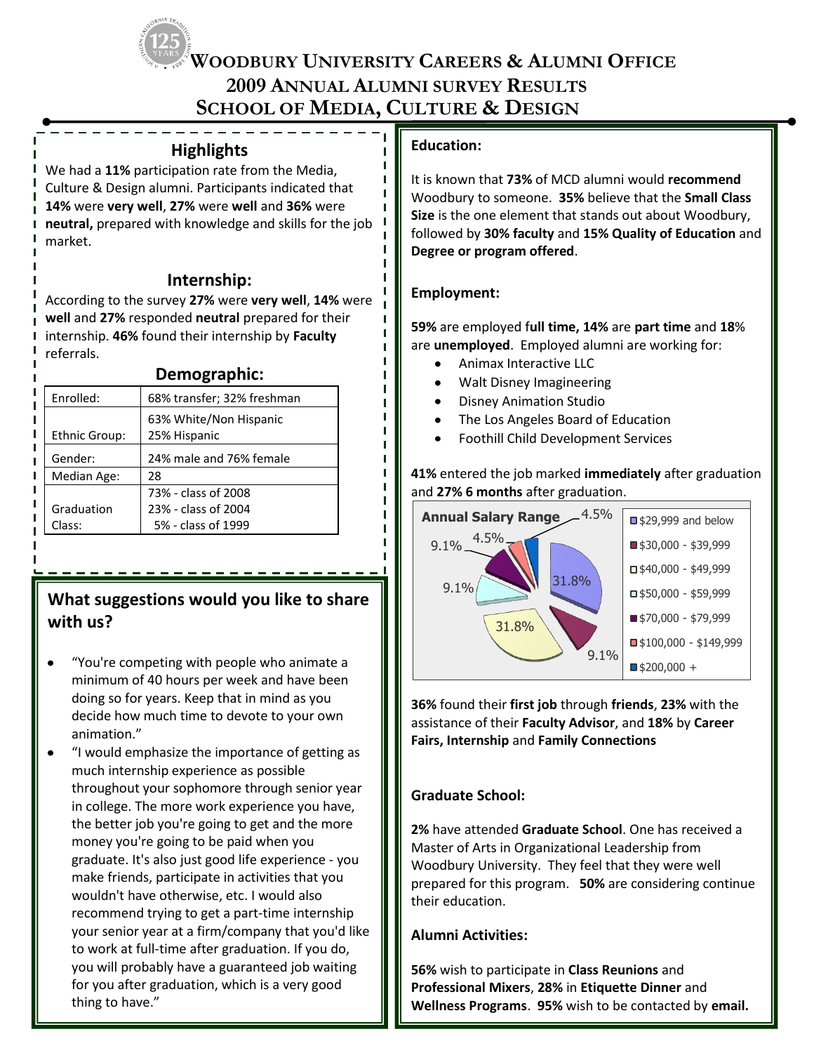# Woodbury University Careers & Alumni Office

## 2009 Annual Alumni Survey Results

## School of Media, Culture & Design

### Highlights

We had a **11%** participation rate from the Media, Culture & Design alumni. Participants indicated that **14%** were **very well**, **27%** were **well** and **36%** were **neutral,** prepared with knowledge and skills for the job market.

### Internship:

According to the survey **27%** were **very well**, **14%** were **well** and **27%** responded **neutral** prepared for their internship. **46%** found their internship by **Faculty** referrals.

### Demographic:

| | |
|---|---|
| Enrolled: | 68% transfer; 32% freshman |
| Ethnic Group: | 63% White/Non Hispanic<br>25% Hispanic |
| Gender: | 24% male and 76% female |
| Median Age: | 28 |
| Graduation Class: | 73% - class of 2008<br>23% - class of 2004<br>5% - class of 1999 |

### What suggestions would you like to share with us?

- "You're competing with people who animate a minimum of 40 hours per week and have been doing so for years. Keep that in mind as you decide how much time to devote to your own animation."
- "I would emphasize the importance of getting as much internship experience as possible throughout your sophomore through senior year in college. The more work experience you have, the better job you're going to get and the more money you're going to be paid when you graduate. It's also just good life experience - you make friends, participate in activities that you wouldn't have otherwise, etc. I would also recommend trying to get a part-time internship your senior year at a firm/company that you'd like to work at full-time after graduation. If you do, you will probably have a guaranteed job waiting for you after graduation, which is a very good thing to have."

### Education:

It is known that **73%** of MCD alumni would **recommend** Woodbury to someone. **35%** believe that the **Small Class Size** is the one element that stands out about Woodbury, followed by **30% faculty** and **15% Quality of Education** and **Degree or program offered**.

### Employment:

**59%** are employed f**ull time, 14%** are **part time** and **18**% are **unemployed**. Employed alumni are working for:

- Animax Interactive LLC
- Walt Disney Imagineering
- Disney Animation Studio
- The Los Angeles Board of Education
- Foothill Child Development Services

**41%** entered the job marked **immediately** after graduation and **27% 6 months** after graduation.

**Annual Salary Range**

| Salary Range | % |
|---|---|
| $29,999 and below | 31.8% |
| $30,000 - $39,999 | 9.1% |
| $40,000 - $49,999 | 31.8% |
| $50,000 - $59,999 | 9.1% |
| $70,000 - $79,999 | 9.1% |
| $100,000 - $149,999 | 4.5% |
| $200,000 + | 4.5% |

**36%** found their **first job** through **friends**, **23%** with the assistance of their **Faculty Advisor**, and **18%** by **Career Fairs, Internship** and **Family Connections**

### Graduate School:

**2%** have attended **Graduate School**. One has received a Master of Arts in Organizational Leadership from Woodbury University. They feel that they were well prepared for this program. **50%** are considering continue their education.

### Alumni Activities:

**56%** wish to participate in **Class Reunions** and **Professional Mixers**, **28%** in **Etiquette Dinner** and **Wellness Programs**. **95%** wish to be contacted by **email.**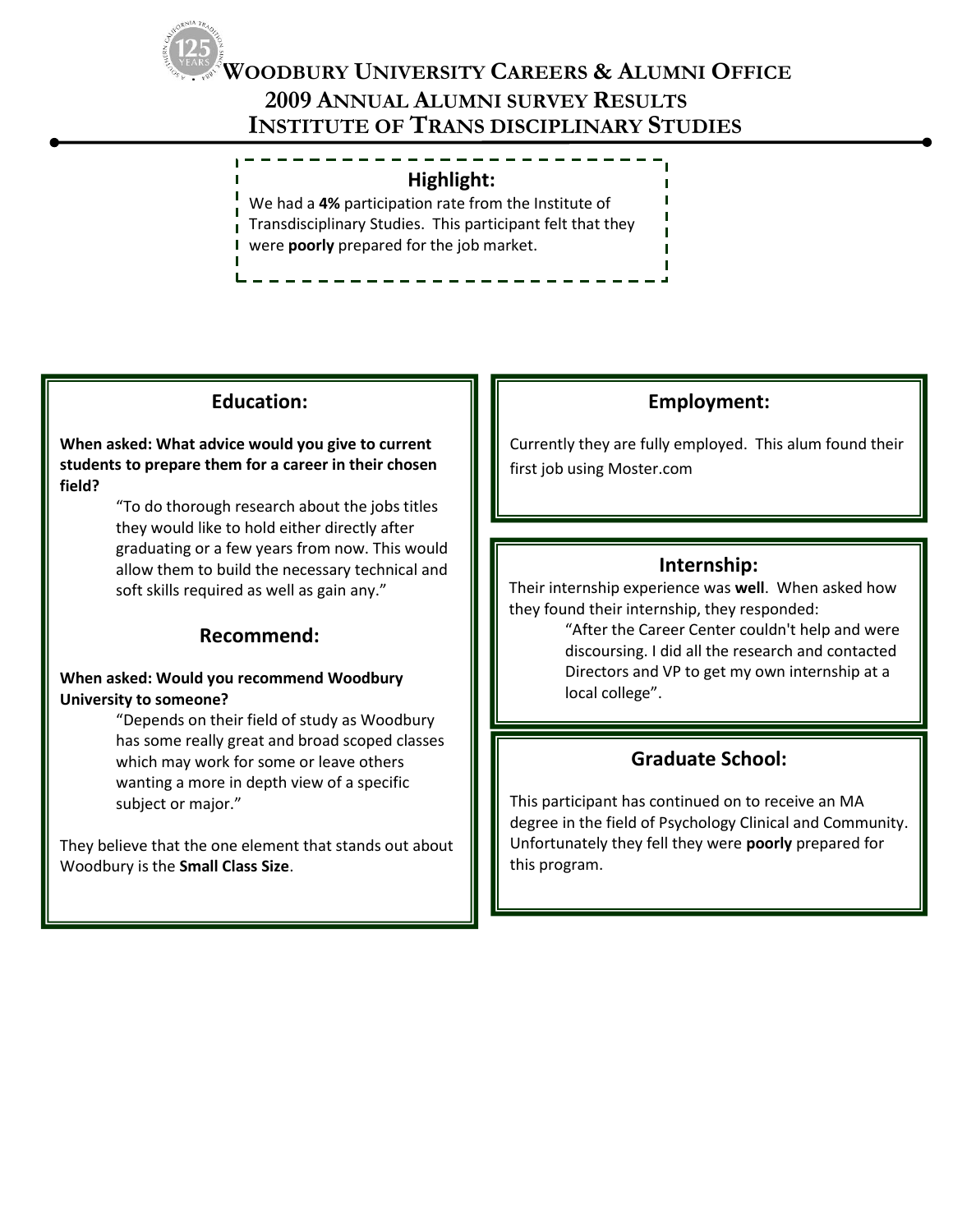# Woodbury University Careers & Alumni Office
## 2009 Annual Alumni survey Results
## Institute of Trans disciplinary Studies

### Highlight:

We had a **4%** participation rate from the Institute of Transdisciplinary Studies. This participant felt that they were **poorly** prepared for the job market.

### Education:

**When asked: What advice would you give to current students to prepare them for a career in their chosen field?**

> "To do thorough research about the jobs titles they would like to hold either directly after graduating or a few years from now. This would allow them to build the necessary technical and soft skills required as well as gain any."

### Recommend:

**When asked: Would you recommend Woodbury University to someone?**

> "Depends on their field of study as Woodbury has some really great and broad scoped classes which may work for some or leave others wanting a more in depth view of a specific subject or major."

They believe that the one element that stands out about Woodbury is the **Small Class Size**.

### Employment:

Currently they are fully employed. This alum found their first job using Moster.com

### Internship:

Their internship experience was **well**. When asked how they found their internship, they responded:

> "After the Career Center couldn't help and were discoursing. I did all the research and contacted Directors and VP to get my own internship at a local college".

### Graduate School:

This participant has continued on to receive an MA degree in the field of Psychology Clinical and Community. Unfortunately they fell they were **poorly** prepared for this program.